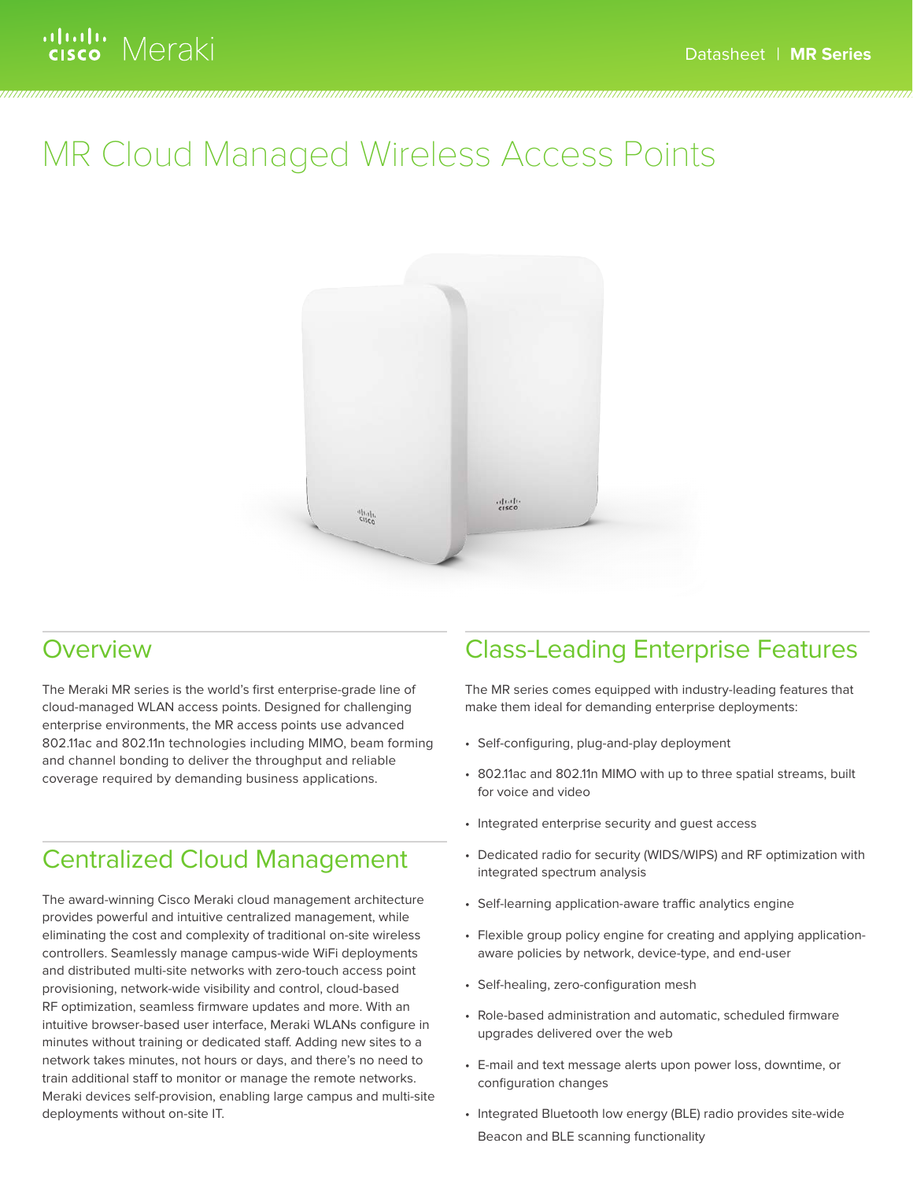# MR Cloud Managed Wireless Access Points

## Overview

The Meraki MR series is the world's first enterprise-grade line of cloud-managed WLAN access points. Designed for challenging enterprise environments, the MR access points use advanced 802.11ac and 802.11n technologies including MIMO, beam forming and channel bonding to deliver the throughput and reliable coverage required by demanding business applications.

## Centralized Cloud Management

The award-winning Cisco Meraki cloud management architecture provides powerful and intuitive centralized management, while eliminating the cost and complexity of traditional on-site wireless controllers. Seamlessly manage campus-wide WiFi deployments and distributed multi-site networks with zero-touch access point provisioning, network-wide visibility and control, cloud-based RF optimization, seamless firmware updates and more. With an intuitive browser-based user interface, Meraki WLANs configure in minutes without training or dedicated staff. Adding new sites to a network takes minutes, not hours or days, and there's no need to train additional staff to monitor or manage the remote networks. Meraki devices self-provision, enabling large campus and multi-site deployments without on-site IT.

## Class-Leading Enterprise Features

The MR series comes equipped with industry-leading features that make them ideal for demanding enterprise deployments:

- Self-configuring, plug-and-play deployment
- 802.11ac and 802.11n MIMO with up to three spatial streams, built for voice and video
- Integrated enterprise security and guest access
- Dedicated radio for security (WIDS/WIPS) and RF optimization with integrated spectrum analysis
- Self-learning application-aware traffic analytics engine
- Flexible group policy engine for creating and applying application-aware policies by network, device-type, and end-user
- Self-healing, zero-configuration mesh
- Role-based administration and automatic, scheduled firmware upgrades delivered over the web
- E-mail and text message alerts upon power loss, downtime, or configuration changes
- Integrated Bluetooth low energy (BLE) radio provides site-wide Beacon and BLE scanning functionality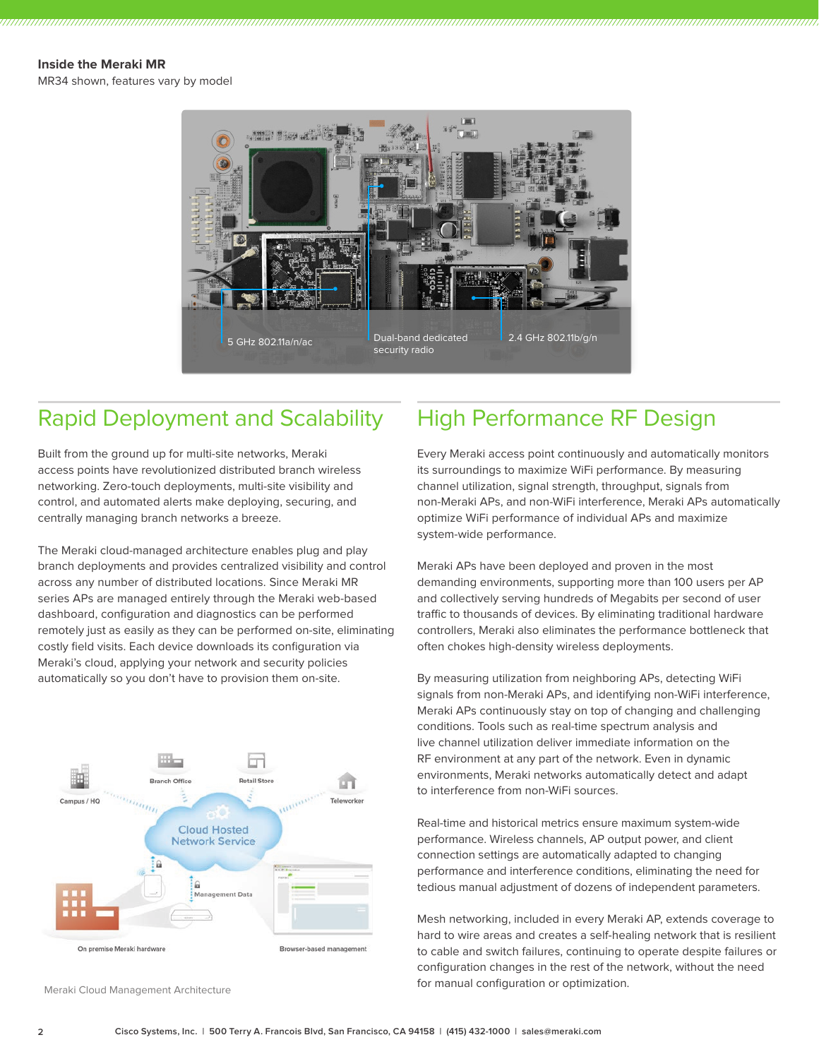**Inside the Meraki MR**

MR34 shown, features vary by model

5 GHz 802.11a/n/ac

Dual-band dedicated security radio

2.4 GHz 802.11b/g/n

## Rapid Deployment and Scalability

Built from the ground up for multi-site networks, Meraki access points have revolutionized distributed branch wireless networking. Zero-touch deployments, multi-site visibility and control, and automated alerts make deploying, securing, and centrally managing branch networks a breeze.

The Meraki cloud-managed architecture enables plug and play branch deployments and provides centralized visibility and control across any number of distributed locations. Since Meraki MR series APs are managed entirely through the Meraki web-based dashboard, configuration and diagnostics can be performed remotely just as easily as they can be performed on-site, eliminating costly field visits. Each device downloads its configuration via Meraki's cloud, applying your network and security policies automatically so you don't have to provision them on-site.

Campus / HQ

Branch Office

Retail Store

Teleworker

Cloud Hosted Network Service

Management Data

On premise Meraki hardware

Browser-based management

Meraki Cloud Management Architecture

## High Performance RF Design

Every Meraki access point continuously and automatically monitors its surroundings to maximize WiFi performance. By measuring channel utilization, signal strength, throughput, signals from non-Meraki APs, and non-WiFi interference, Meraki APs automatically optimize WiFi performance of individual APs and maximize system-wide performance.

Meraki APs have been deployed and proven in the most demanding environments, supporting more than 100 users per AP and collectively serving hundreds of Megabits per second of user traffic to thousands of devices. By eliminating traditional hardware controllers, Meraki also eliminates the performance bottleneck that often chokes high-density wireless deployments.

By measuring utilization from neighboring APs, detecting WiFi signals from non-Meraki APs, and identifying non-WiFi interference, Meraki APs continuously stay on top of changing and challenging conditions. Tools such as real-time spectrum analysis and live channel utilization deliver immediate information on the RF environment at any part of the network. Even in dynamic environments, Meraki networks automatically detect and adapt to interference from non-WiFi sources.

Real-time and historical metrics ensure maximum system-wide performance. Wireless channels, AP output power, and client connection settings are automatically adapted to changing performance and interference conditions, eliminating the need for tedious manual adjustment of dozens of independent parameters.

Mesh networking, included in every Meraki AP, extends coverage to hard to wire areas and creates a self-healing network that is resilient to cable and switch failures, continuing to operate despite failures or configuration changes in the rest of the network, without the need for manual configuration or optimization.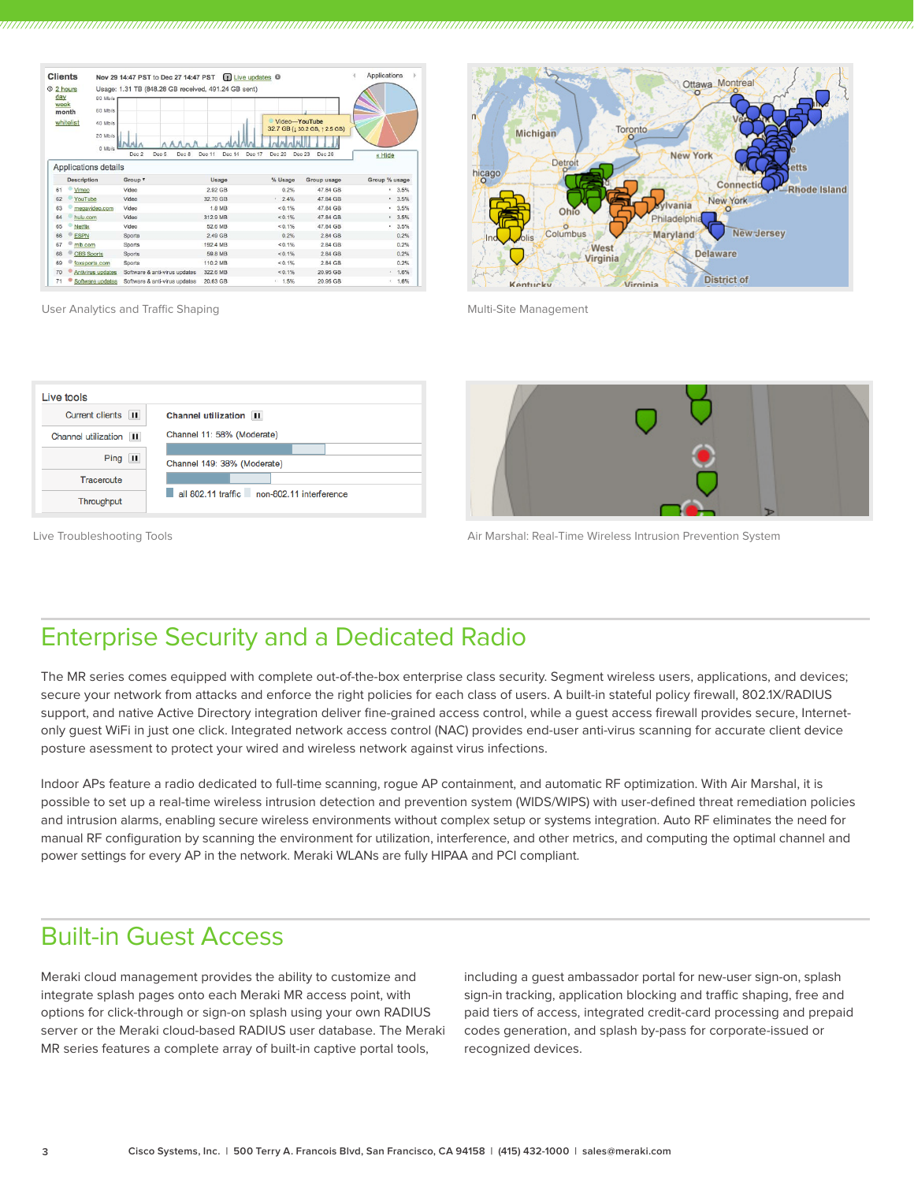User Analytics and Traffic Shaping

Multi-Site Management

Live Troubleshooting Tools

Air Marshal: Real-Time Wireless Intrusion Prevention System

## Enterprise Security and a Dedicated Radio

The MR series comes equipped with complete out-of-the-box enterprise class security. Segment wireless users, applications, and devices; secure your network from attacks and enforce the right policies for each class of users. A built-in stateful policy firewall, 802.1X/RADIUS support, and native Active Directory integration deliver fine-grained access control, while a guest access firewall provides secure, Internet-only guest WiFi in just one click. Integrated network access control (NAC) provides end-user anti-virus scanning for accurate client device posture assessment to protect your wired and wireless network against virus infections.

Indoor APs feature a radio dedicated to full-time scanning, rogue AP containment, and automatic RF optimization. With Air Marshal, it is possible to set up a real-time wireless intrusion detection and prevention system (WIDS/WIPS) with user-defined threat remediation policies and intrusion alarms, enabling secure wireless environments without complex setup or systems integration. Auto RF eliminates the need for manual RF configuration by scanning the environment for utilization, interference, and other metrics, and computing the optimal channel and power settings for every AP in the network. Meraki WLANs are fully HIPAA and PCI compliant.

## Built-in Guest Access

Meraki cloud management provides the ability to customize and integrate splash pages onto each Meraki MR access point, with options for click-through or sign-on splash using your own RADIUS server or the Meraki cloud-based RADIUS user database. The Meraki MR series features a complete array of built-in captive portal tools, including a guest ambassador portal for new-user sign-on, splash sign-in tracking, application blocking and traffic shaping, free and paid tiers of access, integrated credit-card processing and prepaid codes generation, and splash by-pass for corporate-issued or recognized devices.

Cisco Systems, Inc. | 500 Terry A. Francois Blvd, San Francisco, CA 94158 | (415) 432-1000 | sales@meraki.com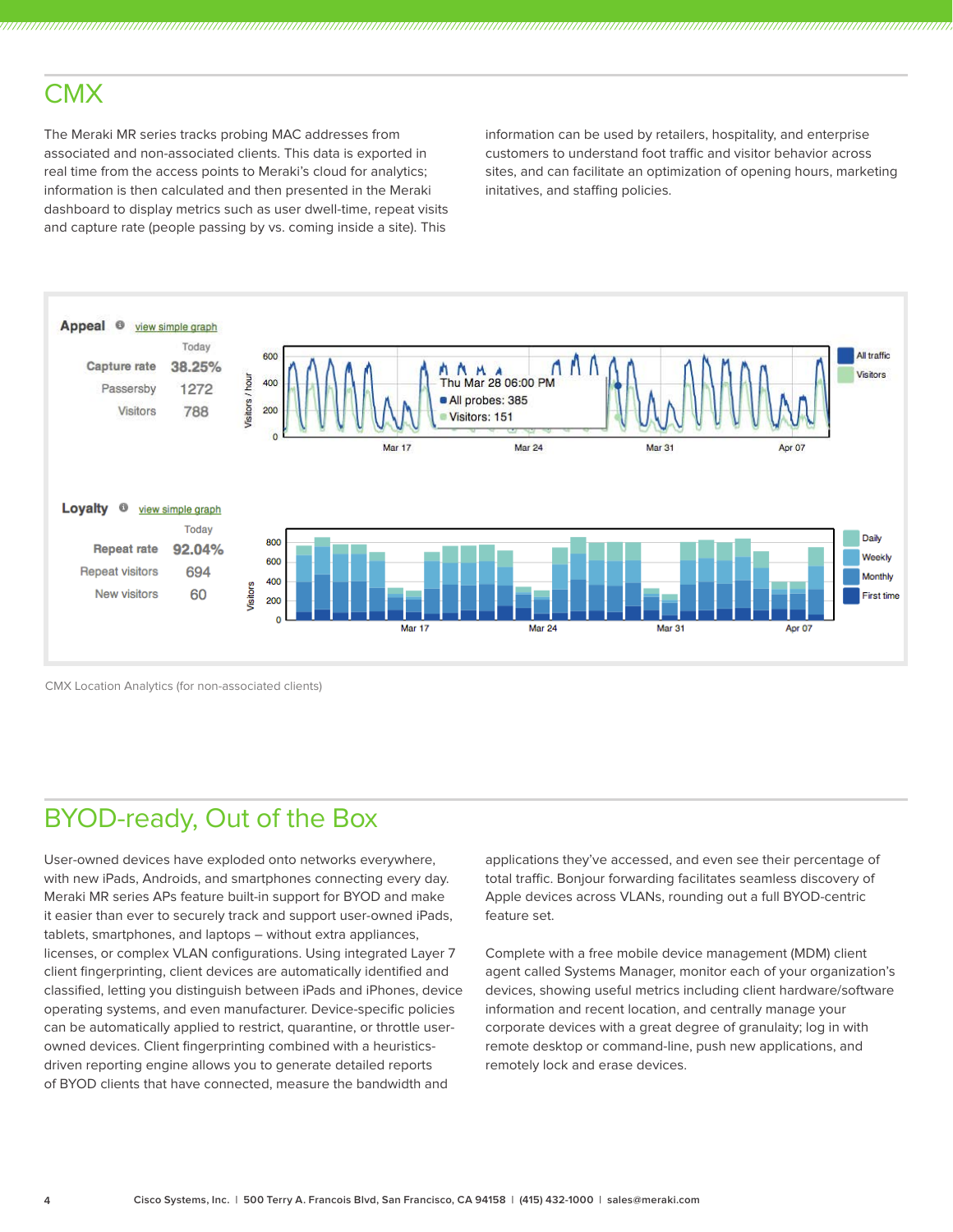## CMX

The Meraki MR series tracks probing MAC addresses from associated and non-associated clients. This data is exported in real time from the access points to Meraki's cloud for analytics; information is then calculated and then presented in the Meraki dashboard to display metrics such as user dwell-time, repeat visits and capture rate (people passing by vs. coming inside a site). This information can be used by retailers, hospitality, and enterprise customers to understand foot traffic and visitor behavior across sites, and can facilitate an optimization of opening hours, marketing initatives, and staffing policies.

**Appeal** view simple graph

| | Today |
|---|---|
| Capture rate | 38.25% |
| Passersby | 1272 |
| Visitors | 788 |

**Loyalty** view simple graph

| | Today |
|---|---|
| Repeat rate | 92.04% |
| Repeat visitors | 694 |
| New visitors | 60 |

CMX Location Analytics (for non-associated clients)

## BYOD-ready, Out of the Box

User-owned devices have exploded onto networks everywhere, with new iPads, Androids, and smartphones connecting every day. Meraki MR series APs feature built-in support for BYOD and make it easier than ever to securely track and support user-owned iPads, tablets, smartphones, and laptops – without extra appliances, licenses, or complex VLAN configurations. Using integrated Layer 7 client fingerprinting, client devices are automatically identified and classified, letting you distinguish between iPads and iPhones, device operating systems, and even manufacturer. Device-specific policies can be automatically applied to restrict, quarantine, or throttle user-owned devices. Client fingerprinting combined with a heuristics-driven reporting engine allows you to generate detailed reports of BYOD clients that have connected, measure the bandwidth and applications they've accessed, and even see their percentage of total traffic. Bonjour forwarding facilitates seamless discovery of Apple devices across VLANs, rounding out a full BYOD-centric feature set.

Complete with a free mobile device management (MDM) client agent called Systems Manager, monitor each of your organization's devices, showing useful metrics including client hardware/software information and recent location, and centrally manage your corporate devices with a great degree of granularity; log in with remote desktop or command-line, push new applications, and remotely lock and erase devices.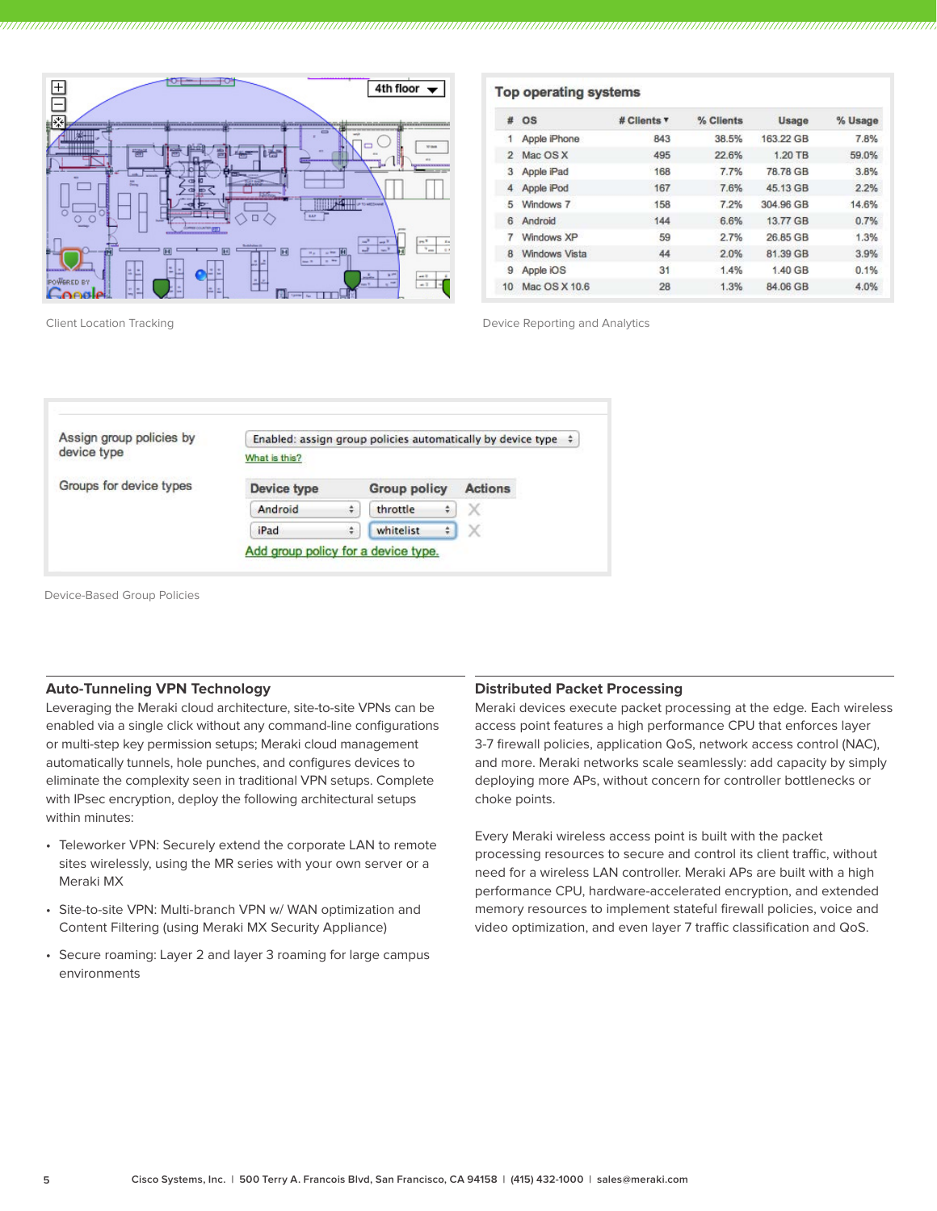| # | OS | # Clients ▾ | % Clients | Usage | % Usage |
|---|---|---|---|---|---|
| 1 | Apple iPhone | 843 | 38.5% | 163.22 GB | 7.8% |
| 2 | Mac OS X | 495 | 22.6% | 1.20 TB | 59.0% |
| 3 | Apple iPad | 168 | 7.7% | 78.78 GB | 3.8% |
| 4 | Apple iPod | 167 | 7.6% | 45.13 GB | 2.2% |
| 5 | Windows 7 | 158 | 7.2% | 304.96 GB | 14.6% |
| 6 | Android | 144 | 6.6% | 13.77 GB | 0.7% |
| 7 | Windows XP | 59 | 2.7% | 26.85 GB | 1.3% |
| 8 | Windows Vista | 44 | 2.0% | 81.39 GB | 3.9% |
| 9 | Apple iOS | 31 | 1.4% | 1.40 GB | 0.1% |
| 10 | Mac OS X 10.6 | 28 | 1.3% | 84.06 GB | 4.0% |

Client Location Tracking

Device Reporting and Analytics

Device-Based Group Policies

### Auto-Tunneling VPN Technology

Leveraging the Meraki cloud architecture, site-to-site VPNs can be enabled via a single click without any command-line configurations or multi-step key permission setups; Meraki cloud management automatically tunnels, hole punches, and configures devices to eliminate the complexity seen in traditional VPN setups. Complete with IPsec encryption, deploy the following architectural setups within minutes:

- Teleworker VPN: Securely extend the corporate LAN to remote sites wirelessly, using the MR series with your own server or a Meraki MX
- Site-to-site VPN: Multi-branch VPN w/ WAN optimization and Content Filtering (using Meraki MX Security Appliance)
- Secure roaming: Layer 2 and layer 3 roaming for large campus environments

### Distributed Packet Processing

Meraki devices execute packet processing at the edge. Each wireless access point features a high performance CPU that enforces layer 3-7 firewall policies, application QoS, network access control (NAC), and more. Meraki networks scale seamlessly: add capacity by simply deploying more APs, without concern for controller bottlenecks or choke points.

Every Meraki wireless access point is built with the packet processing resources to secure and control its client traffic, without need for a wireless LAN controller. Meraki APs are built with a high performance CPU, hardware-accelerated encryption, and extended memory resources to implement stateful firewall policies, voice and video optimization, and even layer 7 traffic classification and QoS.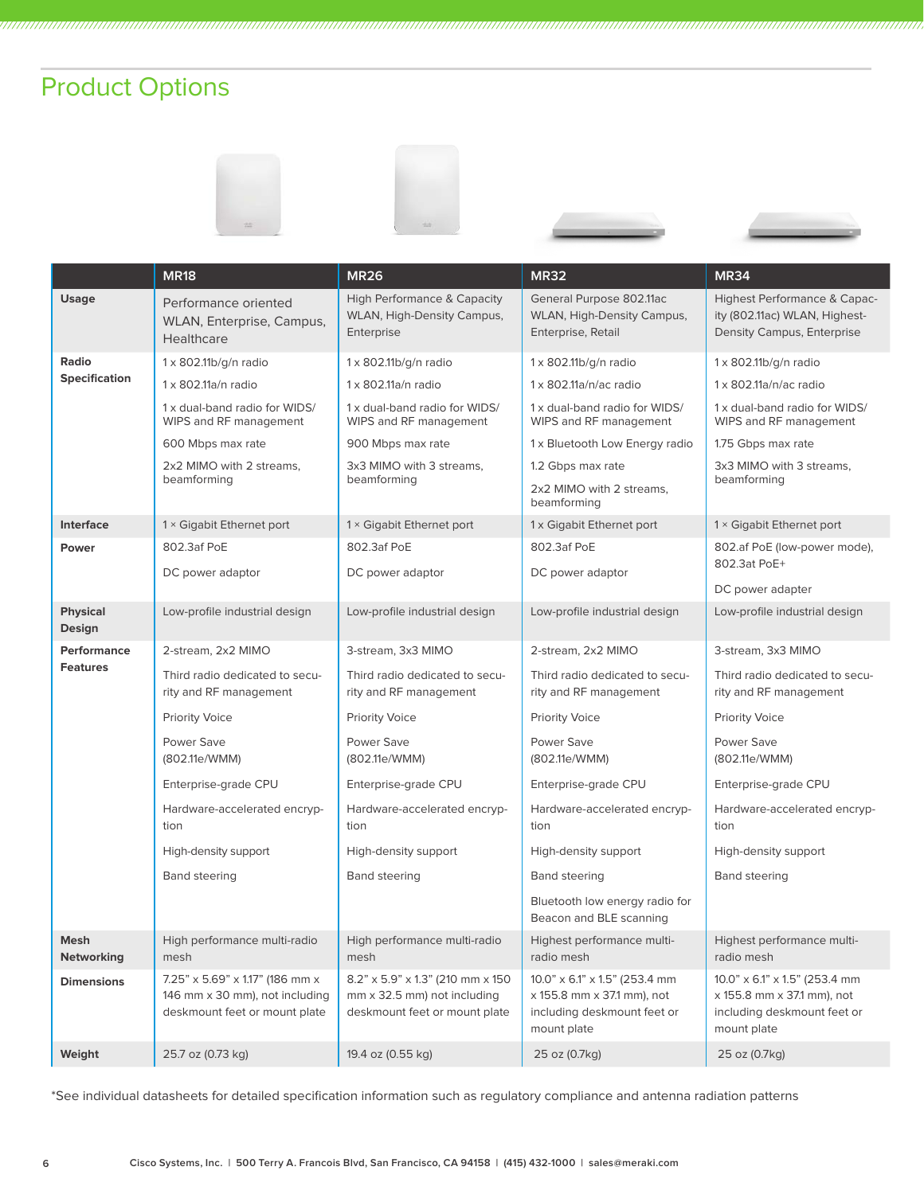## Product Options

| | MR18 | MR26 | MR32 | MR34 |
|---|---|---|---|---|
| **Usage** | Performance oriented WLAN, Enterprise, Campus, Healthcare | High Performance & Capacity WLAN, High-Density Campus, Enterprise | General Purpose 802.11ac WLAN, High-Density Campus, Enterprise, Retail | Highest Performance & Capacity (802.11ac) WLAN, Highest-Density Campus, Enterprise |
| **Radio Specification** | 1 x 802.11b/g/n radio<br>1 x 802.11a/n radio<br>1 x dual-band radio for WIDS/ WIPS and RF management<br>600 Mbps max rate<br>2x2 MIMO with 2 streams, beamforming | 1 x 802.11b/g/n radio<br>1 x 802.11a/n radio<br>1 x dual-band radio for WIDS/ WIPS and RF management<br>900 Mbps max rate<br>3x3 MIMO with 3 streams, beamforming | 1 x 802.11b/g/n radio<br>1 x 802.11a/n/ac radio<br>1 x dual-band radio for WIDS/ WIPS and RF management<br>1 x Bluetooth Low Energy radio<br>1.2 Gbps max rate<br>2x2 MIMO with 2 streams, beamforming | 1 x 802.11b/g/n radio<br>1 x 802.11a/n/ac radio<br>1 x dual-band radio for WIDS/ WIPS and RF management<br>1.75 Gbps max rate<br>3x3 MIMO with 3 streams, beamforming |
| **Interface** | 1 × Gigabit Ethernet port | 1 × Gigabit Ethernet port | 1 x Gigabit Ethernet port | 1 × Gigabit Ethernet port |
| **Power** | 802.3af PoE<br>DC power adaptor | 802.3af PoE<br>DC power adaptor | 802.3af PoE<br>DC power adaptor | 802.af PoE (low-power mode), 802.3at PoE+<br>DC power adapter |
| **Physical Design** | Low-profile industrial design | Low-profile industrial design | Low-profile industrial design | Low-profile industrial design |
| **Performance Features** | 2-stream, 2x2 MIMO<br>Third radio dedicated to security and RF management<br>Priority Voice<br>Power Save (802.11e/WMM)<br>Enterprise-grade CPU<br>Hardware-accelerated encryption<br>High-density support<br>Band steering | 3-stream, 3x3 MIMO<br>Third radio dedicated to security and RF management<br>Priority Voice<br>Power Save (802.11e/WMM)<br>Enterprise-grade CPU<br>Hardware-accelerated encryption<br>High-density support<br>Band steering | 2-stream, 2x2 MIMO<br>Third radio dedicated to security and RF management<br>Priority Voice<br>Power Save (802.11e/WMM)<br>Enterprise-grade CPU<br>Hardware-accelerated encryption<br>High-density support<br>Band steering<br>Bluetooth low energy radio for Beacon and BLE scanning | 3-stream, 3x3 MIMO<br>Third radio dedicated to security and RF management<br>Priority Voice<br>Power Save (802.11e/WMM)<br>Enterprise-grade CPU<br>Hardware-accelerated encryption<br>High-density support<br>Band steering |
| **Mesh Networking** | High performance multi-radio mesh | High performance multi-radio mesh | Highest performance multi-radio mesh | Highest performance multi-radio mesh |
| **Dimensions** | 7.25" x 5.69" x 1.17" (186 mm x 146 mm x 30 mm), not including deskmount feet or mount plate | 8.2" x 5.9" x 1.3" (210 mm x 150 mm x 32.5 mm) not including deskmount feet or mount plate | 10.0" x 6.1" x 1.5" (253.4 mm x 155.8 mm x 37.1 mm), not including deskmount feet or mount plate | 10.0" x 6.1" x 1.5" (253.4 mm x 155.8 mm x 37.1 mm), not including deskmount feet or mount plate |
| **Weight** | 25.7 oz (0.73 kg) | 19.4 oz (0.55 kg) | 25 oz (0.7kg) | 25 oz (0.7kg) |

*See individual datasheets for detailed specification information such as regulatory compliance and antenna radiation patterns

Cisco Systems, Inc. | 500 Terry A. Francois Blvd, San Francisco, CA 94158 | (415) 432-1000 | sales@meraki.com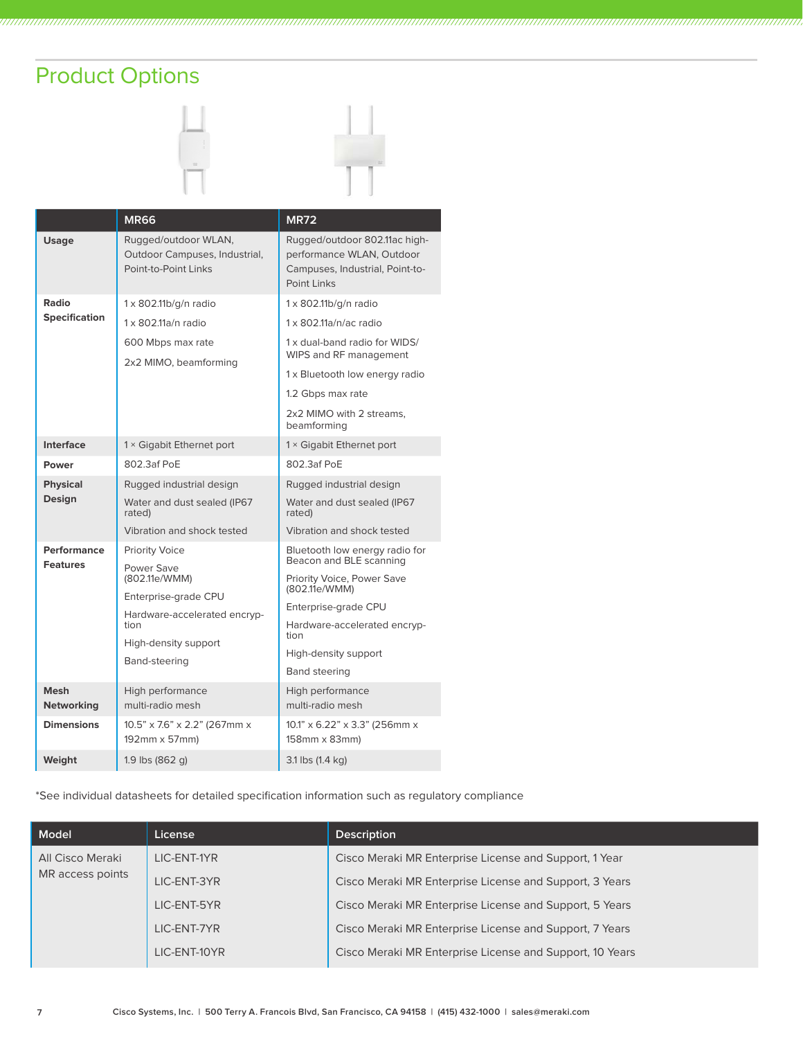## Product Options

| | MR66 | MR72 |
|---|---|---|
| **Usage** | Rugged/outdoor WLAN, Outdoor Campuses, Industrial, Point-to-Point Links | Rugged/outdoor 802.11ac high-performance WLAN, Outdoor Campuses, Industrial, Point-to-Point Links |
| **Radio Specification** | 1 x 802.11b/g/n radio<br>1 x 802.11a/n radio<br>600 Mbps max rate<br>2x2 MIMO, beamforming | 1 x 802.11b/g/n radio<br>1 x 802.11a/n/ac radio<br>1 x dual-band radio for WIDS/WIPS and RF management<br>1 x Bluetooth low energy radio<br>1.2 Gbps max rate<br>2x2 MIMO with 2 streams, beamforming |
| **Interface** | 1 × Gigabit Ethernet port | 1 × Gigabit Ethernet port |
| **Power** | 802.3af PoE | 802.3af PoE |
| **Physical Design** | Rugged industrial design<br>Water and dust sealed (IP67 rated)<br>Vibration and shock tested | Rugged industrial design<br>Water and dust sealed (IP67 rated)<br>Vibration and shock tested |
| **Performance Features** | Priority Voice<br>Power Save (802.11e/WMM)<br>Enterprise-grade CPU<br>Hardware-accelerated encryption<br>High-density support<br>Band-steering | Bluetooth low energy radio for Beacon and BLE scanning<br>Priority Voice, Power Save (802.11e/WMM)<br>Enterprise-grade CPU<br>Hardware-accelerated encryption<br>High-density support<br>Band steering |
| **Mesh Networking** | High performance multi-radio mesh | High performance multi-radio mesh |
| **Dimensions** | 10.5” x 7.6” x 2.2” (267mm x 192mm x 57mm) | 10.1” x 6.22” x 3.3” (256mm x 158mm x 83mm) |
| **Weight** | 1.9 lbs (862 g) | 3.1 lbs (1.4 kg) |

*See individual datasheets for detailed specification information such as regulatory compliance

| Model | License | Description |
|---|---|---|
| All Cisco Meraki MR access points | LIC-ENT-1YR | Cisco Meraki MR Enterprise License and Support, 1 Year |
| | LIC-ENT-3YR | Cisco Meraki MR Enterprise License and Support, 3 Years |
| | LIC-ENT-5YR | Cisco Meraki MR Enterprise License and Support, 5 Years |
| | LIC-ENT-7YR | Cisco Meraki MR Enterprise License and Support, 7 Years |
| | LIC-ENT-10YR | Cisco Meraki MR Enterprise License and Support, 10 Years |

Cisco Systems, Inc. | 500 Terry A. Francois Blvd, San Francisco, CA 94158 | (415) 432-1000 | sales@meraki.com